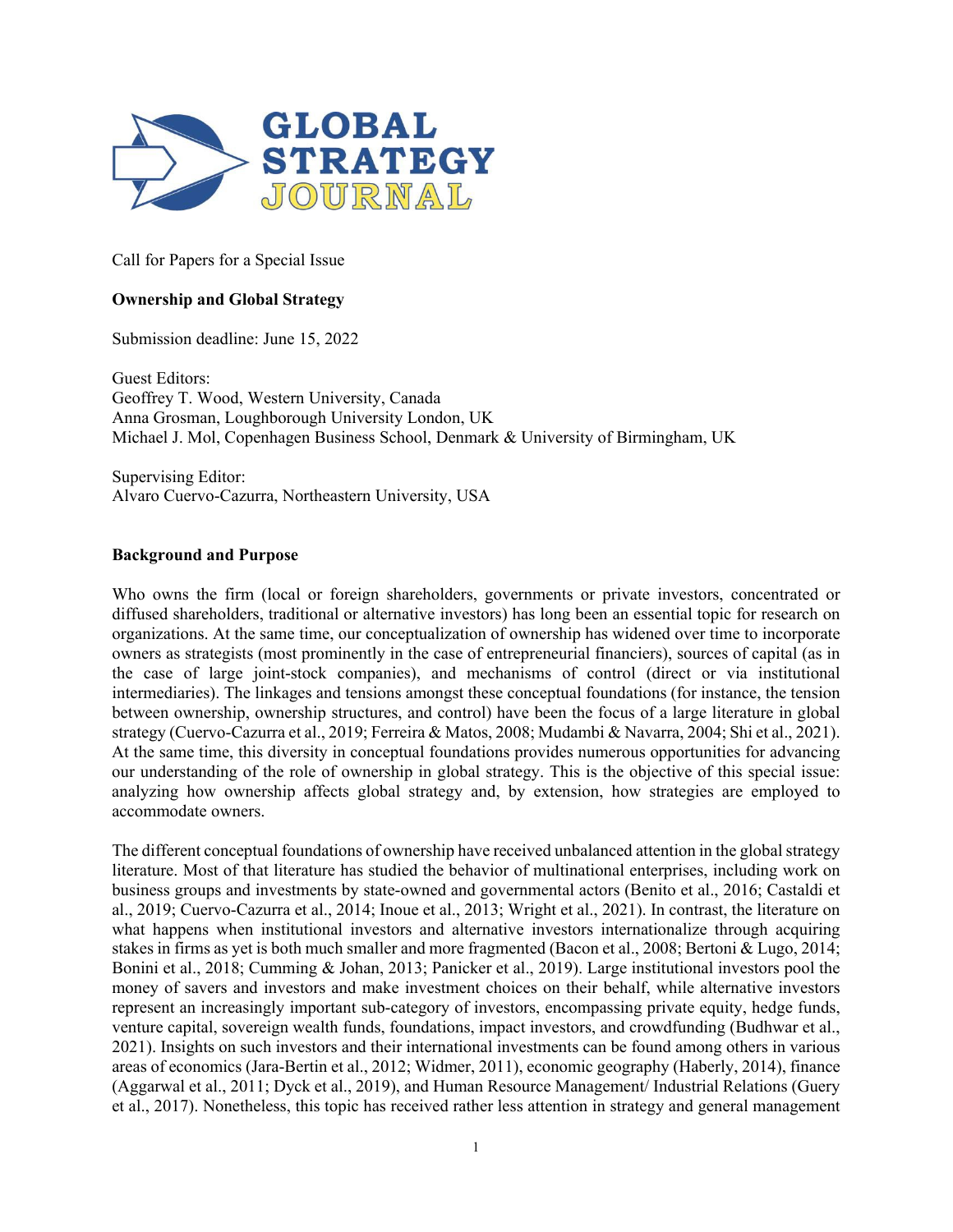Call for Papers for a Special Issue

**Ownership and Global Strategy**

Submission deadline: June 15, 2022

Guest Editors:
Geoffrey T. Wood, Western University, Canada
Anna Grosman, Loughborough University London, UK
Michael J. Mol, Copenhagen Business School, Denmark & University of Birmingham, UK

Supervising Editor:
Alvaro Cuervo-Cazurra, Northeastern University, USA

## Background and Purpose

Who owns the firm (local or foreign shareholders, governments or private investors, concentrated or diffused shareholders, traditional or alternative investors) has long been an essential topic for research on organizations. At the same time, our conceptualization of ownership has widened over time to incorporate owners as strategists (most prominently in the case of entrepreneurial financiers), sources of capital (as in the case of large joint-stock companies), and mechanisms of control (direct or via institutional intermediaries). The linkages and tensions amongst these conceptual foundations (for instance, the tension between ownership, ownership structures, and control) have been the focus of a large literature in global strategy (Cuervo-Cazurra et al., 2019; Ferreira & Matos, 2008; Mudambi & Navarra, 2004; Shi et al., 2021). At the same time, this diversity in conceptual foundations provides numerous opportunities for advancing our understanding of the role of ownership in global strategy. This is the objective of this special issue: analyzing how ownership affects global strategy and, by extension, how strategies are employed to accommodate owners.

The different conceptual foundations of ownership have received unbalanced attention in the global strategy literature. Most of that literature has studied the behavior of multinational enterprises, including work on business groups and investments by state-owned and governmental actors (Benito et al., 2016; Castaldi et al., 2019; Cuervo-Cazurra et al., 2014; Inoue et al., 2013; Wright et al., 2021). In contrast, the literature on what happens when institutional investors and alternative investors internationalize through acquiring stakes in firms as yet is both much smaller and more fragmented (Bacon et al., 2008; Bertoni & Lugo, 2014; Bonini et al., 2018; Cumming & Johan, 2013; Panicker et al., 2019). Large institutional investors pool the money of savers and investors and make investment choices on their behalf, while alternative investors represent an increasingly important sub-category of investors, encompassing private equity, hedge funds, venture capital, sovereign wealth funds, foundations, impact investors, and crowdfunding (Budhwar et al., 2021). Insights on such investors and their international investments can be found among others in various areas of economics (Jara-Bertin et al., 2012; Widmer, 2011), economic geography (Haberly, 2014), finance (Aggarwal et al., 2011; Dyck et al., 2019), and Human Resource Management/ Industrial Relations (Guery et al., 2017). Nonetheless, this topic has received rather less attention in strategy and general management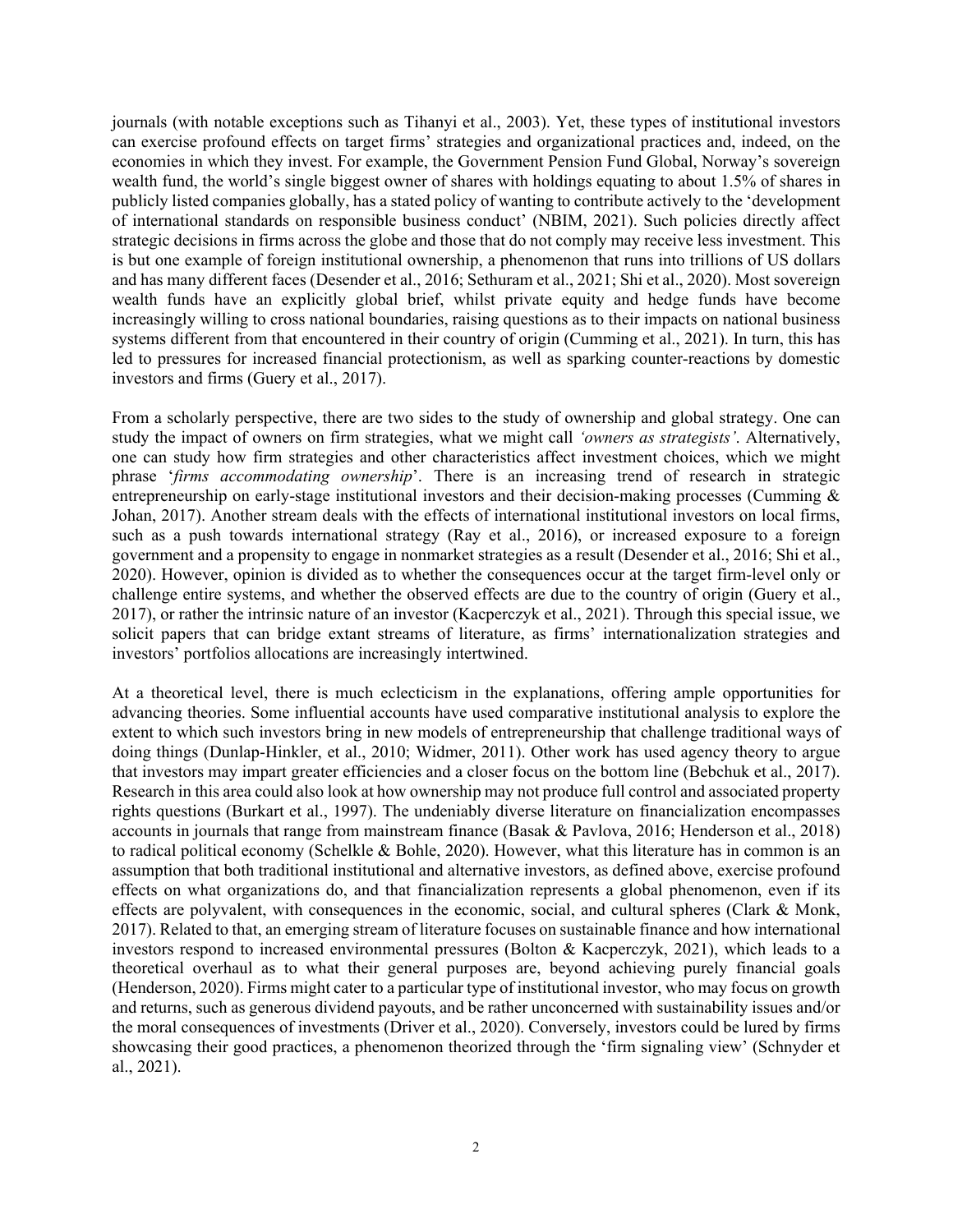journals (with notable exceptions such as Tihanyi et al., 2003). Yet, these types of institutional investors can exercise profound effects on target firms' strategies and organizational practices and, indeed, on the economies in which they invest. For example, the Government Pension Fund Global, Norway's sovereign wealth fund, the world's single biggest owner of shares with holdings equating to about 1.5% of shares in publicly listed companies globally, has a stated policy of wanting to contribute actively to the 'development of international standards on responsible business conduct' (NBIM, 2021). Such policies directly affect strategic decisions in firms across the globe and those that do not comply may receive less investment. This is but one example of foreign institutional ownership, a phenomenon that runs into trillions of US dollars and has many different faces (Desender et al., 2016; Sethuram et al., 2021; Shi et al., 2020). Most sovereign wealth funds have an explicitly global brief, whilst private equity and hedge funds have become increasingly willing to cross national boundaries, raising questions as to their impacts on national business systems different from that encountered in their country of origin (Cumming et al., 2021). In turn, this has led to pressures for increased financial protectionism, as well as sparking counter-reactions by domestic investors and firms (Guery et al., 2017).

From a scholarly perspective, there are two sides to the study of ownership and global strategy. One can study the impact of owners on firm strategies, what we might call *'owners as strategists'*. Alternatively, one can study how firm strategies and other characteristics affect investment choices, which we might phrase '*firms accommodating ownership*'. There is an increasing trend of research in strategic entrepreneurship on early-stage institutional investors and their decision-making processes (Cumming & Johan, 2017). Another stream deals with the effects of international institutional investors on local firms, such as a push towards international strategy (Ray et al., 2016), or increased exposure to a foreign government and a propensity to engage in nonmarket strategies as a result (Desender et al., 2016; Shi et al., 2020). However, opinion is divided as to whether the consequences occur at the target firm-level only or challenge entire systems, and whether the observed effects are due to the country of origin (Guery et al., 2017), or rather the intrinsic nature of an investor (Kacperczyk et al., 2021). Through this special issue, we solicit papers that can bridge extant streams of literature, as firms' internationalization strategies and investors' portfolios allocations are increasingly intertwined.

At a theoretical level, there is much eclecticism in the explanations, offering ample opportunities for advancing theories. Some influential accounts have used comparative institutional analysis to explore the extent to which such investors bring in new models of entrepreneurship that challenge traditional ways of doing things (Dunlap-Hinkler, et al., 2010; Widmer, 2011). Other work has used agency theory to argue that investors may impart greater efficiencies and a closer focus on the bottom line (Bebchuk et al., 2017). Research in this area could also look at how ownership may not produce full control and associated property rights questions (Burkart et al., 1997). The undeniably diverse literature on financialization encompasses accounts in journals that range from mainstream finance (Basak & Pavlova, 2016; Henderson et al., 2018) to radical political economy (Schelkle & Bohle, 2020). However, what this literature has in common is an assumption that both traditional institutional and alternative investors, as defined above, exercise profound effects on what organizations do, and that financialization represents a global phenomenon, even if its effects are polyvalent, with consequences in the economic, social, and cultural spheres (Clark & Monk, 2017). Related to that, an emerging stream of literature focuses on sustainable finance and how international investors respond to increased environmental pressures (Bolton & Kacperczyk, 2021), which leads to a theoretical overhaul as to what their general purposes are, beyond achieving purely financial goals (Henderson, 2020). Firms might cater to a particular type of institutional investor, who may focus on growth and returns, such as generous dividend payouts, and be rather unconcerned with sustainability issues and/or the moral consequences of investments (Driver et al., 2020). Conversely, investors could be lured by firms showcasing their good practices, a phenomenon theorized through the 'firm signaling view' (Schnyder et al., 2021).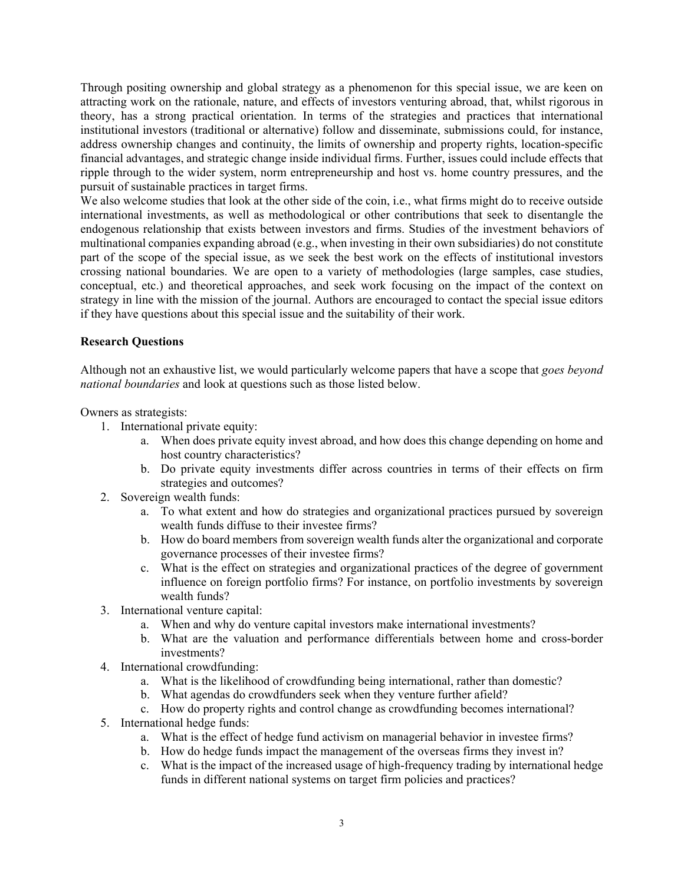Through positing ownership and global strategy as a phenomenon for this special issue, we are keen on attracting work on the rationale, nature, and effects of investors venturing abroad, that, whilst rigorous in theory, has a strong practical orientation. In terms of the strategies and practices that international institutional investors (traditional or alternative) follow and disseminate, submissions could, for instance, address ownership changes and continuity, the limits of ownership and property rights, location-specific financial advantages, and strategic change inside individual firms. Further, issues could include effects that ripple through to the wider system, norm entrepreneurship and host vs. home country pressures, and the pursuit of sustainable practices in target firms.

We also welcome studies that look at the other side of the coin, i.e., what firms might do to receive outside international investments, as well as methodological or other contributions that seek to disentangle the endogenous relationship that exists between investors and firms. Studies of the investment behaviors of multinational companies expanding abroad (e.g., when investing in their own subsidiaries) do not constitute part of the scope of the special issue, as we seek the best work on the effects of institutional investors crossing national boundaries. We are open to a variety of methodologies (large samples, case studies, conceptual, etc.) and theoretical approaches, and seek work focusing on the impact of the context on strategy in line with the mission of the journal. Authors are encouraged to contact the special issue editors if they have questions about this special issue and the suitability of their work.

**Research Questions**

Although not an exhaustive list, we would particularly welcome papers that have a scope that *goes beyond national boundaries* and look at questions such as those listed below.

Owners as strategists:

1. International private equity:
    a. When does private equity invest abroad, and how does this change depending on home and host country characteristics?
    b. Do private equity investments differ across countries in terms of their effects on firm strategies and outcomes?
2. Sovereign wealth funds:
    a. To what extent and how do strategies and organizational practices pursued by sovereign wealth funds diffuse to their investee firms?
    b. How do board members from sovereign wealth funds alter the organizational and corporate governance processes of their investee firms?
    c. What is the effect on strategies and organizational practices of the degree of government influence on foreign portfolio firms? For instance, on portfolio investments by sovereign wealth funds?
3. International venture capital:
    a. When and why do venture capital investors make international investments?
    b. What are the valuation and performance differentials between home and cross-border investments?
4. International crowdfunding:
    a. What is the likelihood of crowdfunding being international, rather than domestic?
    b. What agendas do crowdfunders seek when they venture further afield?
    c. How do property rights and control change as crowdfunding becomes international?
5. International hedge funds:
    a. What is the effect of hedge fund activism on managerial behavior in investee firms?
    b. How do hedge funds impact the management of the overseas firms they invest in?
    c. What is the impact of the increased usage of high-frequency trading by international hedge funds in different national systems on target firm policies and practices?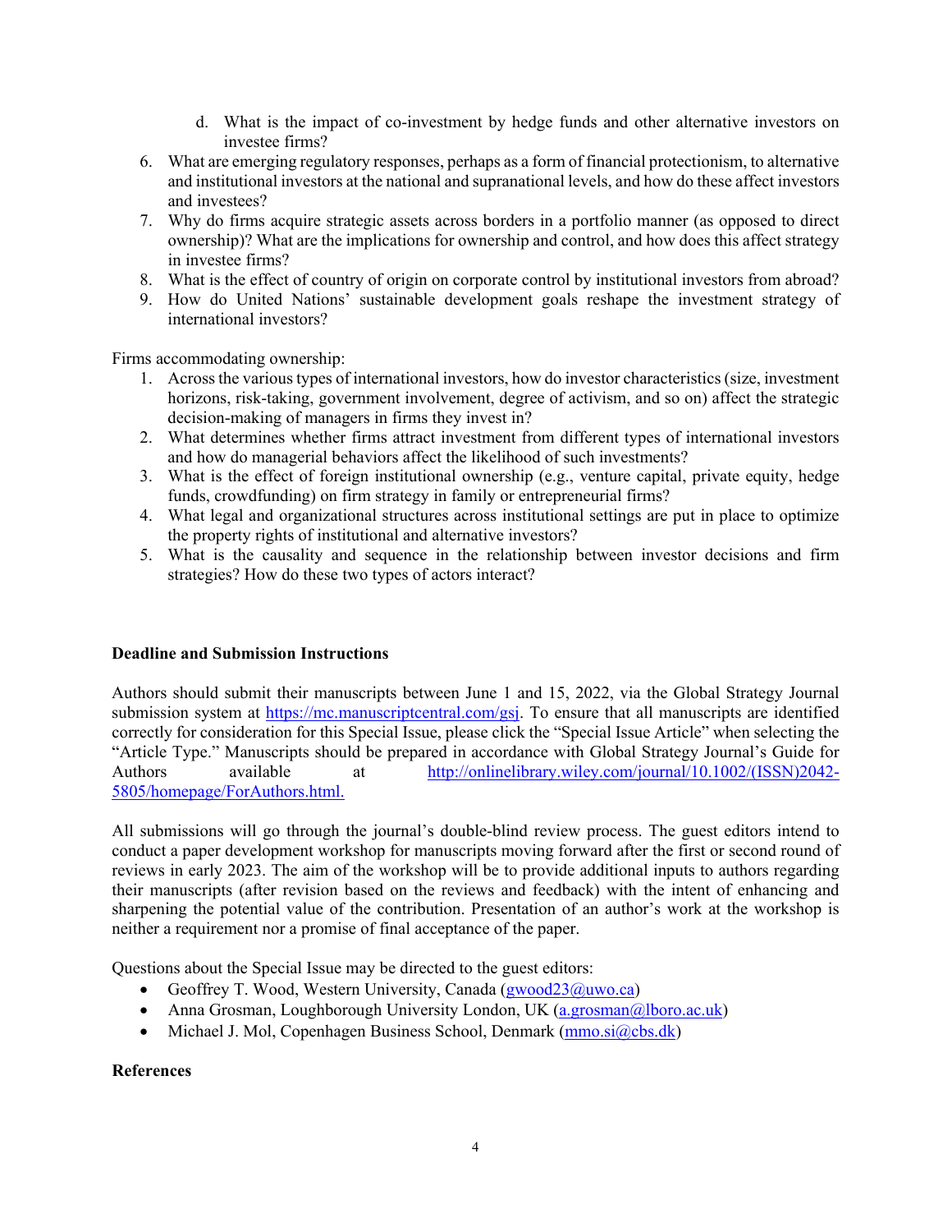d. What is the impact of co-investment by hedge funds and other alternative investors on investee firms?

6. What are emerging regulatory responses, perhaps as a form of financial protectionism, to alternative and institutional investors at the national and supranational levels, and how do these affect investors and investees?
7. Why do firms acquire strategic assets across borders in a portfolio manner (as opposed to direct ownership)? What are the implications for ownership and control, and how does this affect strategy in investee firms?
8. What is the effect of country of origin on corporate control by institutional investors from abroad?
9. How do United Nations' sustainable development goals reshape the investment strategy of international investors?

Firms accommodating ownership:

1. Across the various types of international investors, how do investor characteristics (size, investment horizons, risk-taking, government involvement, degree of activism, and so on) affect the strategic decision-making of managers in firms they invest in?
2. What determines whether firms attract investment from different types of international investors and how do managerial behaviors affect the likelihood of such investments?
3. What is the effect of foreign institutional ownership (e.g., venture capital, private equity, hedge funds, crowdfunding) on firm strategy in family or entrepreneurial firms?
4. What legal and organizational structures across institutional settings are put in place to optimize the property rights of institutional and alternative investors?
5. What is the causality and sequence in the relationship between investor decisions and firm strategies? How do these two types of actors interact?

**Deadline and Submission Instructions**

Authors should submit their manuscripts between June 1 and 15, 2022, via the Global Strategy Journal submission system at https://mc.manuscriptcentral.com/gsj. To ensure that all manuscripts are identified correctly for consideration for this Special Issue, please click the "Special Issue Article" when selecting the "Article Type." Manuscripts should be prepared in accordance with Global Strategy Journal's Guide for Authors available at http://onlinelibrary.wiley.com/journal/10.1002/(ISSN)2042-5805/homepage/ForAuthors.html.

All submissions will go through the journal's double-blind review process. The guest editors intend to conduct a paper development workshop for manuscripts moving forward after the first or second round of reviews in early 2023. The aim of the workshop will be to provide additional inputs to authors regarding their manuscripts (after revision based on the reviews and feedback) with the intent of enhancing and sharpening the potential value of the contribution. Presentation of an author's work at the workshop is neither a requirement nor a promise of final acceptance of the paper.

Questions about the Special Issue may be directed to the guest editors:

- Geoffrey T. Wood, Western University, Canada (gwood23@uwo.ca)
- Anna Grosman, Loughborough University London, UK (a.grosman@lboro.ac.uk)
- Michael J. Mol, Copenhagen Business School, Denmark (mmo.si@cbs.dk)

**References**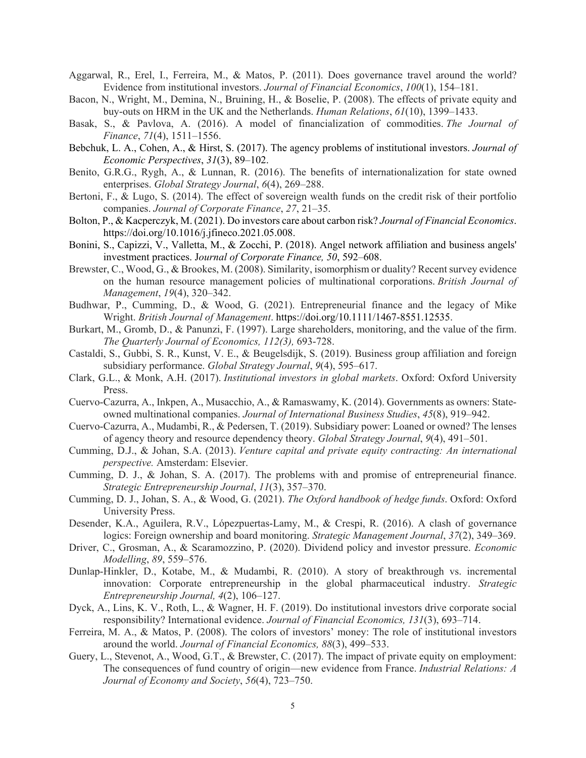Aggarwal, R., Erel, I., Ferreira, M., & Matos, P. (2011). Does governance travel around the world? Evidence from institutional investors. *Journal of Financial Economics*, *100*(1), 154–181.

Bacon, N., Wright, M., Demina, N., Bruining, H., & Boselie, P. (2008). The effects of private equity and buy-outs on HRM in the UK and the Netherlands. *Human Relations*, *61*(10), 1399–1433.

Basak, S., & Pavlova, A. (2016). A model of financialization of commodities. *The Journal of Finance*, *71*(4), 1511–1556.

Bebchuk, L. A., Cohen, A., & Hirst, S. (2017). The agency problems of institutional investors. *Journal of Economic Perspectives*, *31*(3), 89–102.

Benito, G.R.G., Rygh, A., & Lunnan, R. (2016). The benefits of internationalization for state owned enterprises. *Global Strategy Journal*, *6*(4), 269–288.

Bertoni, F., & Lugo, S. (2014). The effect of sovereign wealth funds on the credit risk of their portfolio companies. *Journal of Corporate Finance*, *27*, 21–35.

Bolton, P., & Kacperczyk, M. (2021). Do investors care about carbon risk? *Journal of Financial Economics*. https://doi.org/10.1016/j.jfineco.2021.05.008.

Bonini, S., Capizzi, V., Valletta, M., & Zocchi, P. (2018). Angel network affiliation and business angels' investment practices. J*ournal of Corporate Finance, 50*, 592–608.

Brewster, C., Wood, G., & Brookes, M. (2008). Similarity, isomorphism or duality? Recent survey evidence on the human resource management policies of multinational corporations. *British Journal of Management*, *19*(4), 320–342.

Budhwar, P., Cumming, D., & Wood, G. (2021). Entrepreneurial finance and the legacy of Mike Wright. *British Journal of Management*. https://doi.org/10.1111/1467-8551.12535.

Burkart, M., Gromb, D., & Panunzi, F. (1997). Large shareholders, monitoring, and the value of the firm. *The Quarterly Journal of Economics, 112(3),* 693-728.

Castaldi, S., Gubbi, S. R., Kunst, V. E., & Beugelsdijk, S. (2019). Business group affiliation and foreign subsidiary performance. *Global Strategy Journal*, *9*(4), 595–617.

Clark, G.L., & Monk, A.H. (2017). *Institutional investors in global markets*. Oxford: Oxford University Press.

Cuervo-Cazurra, A., Inkpen, A., Musacchio, A., & Ramaswamy, K. (2014). Governments as owners: State-owned multinational companies. *Journal of International Business Studies*, *45*(8), 919–942.

Cuervo-Cazurra, A., Mudambi, R., & Pedersen, T. (2019). Subsidiary power: Loaned or owned? The lenses of agency theory and resource dependency theory. *Global Strategy Journal*, *9*(4), 491–501.

Cumming, D.J., & Johan, S.A. (2013). *Venture capital and private equity contracting: An international perspective.* Amsterdam: Elsevier.

Cumming, D. J., & Johan, S. A. (2017). The problems with and promise of entrepreneurial finance. *Strategic Entrepreneurship Journal*, *11*(3), 357–370.

Cumming, D. J., Johan, S. A., & Wood, G. (2021). *The Oxford handbook of hedge funds*. Oxford: Oxford University Press.

Desender, K.A., Aguilera, R.V., Lópezpuertas-Lamy, M., & Crespi, R. (2016). A clash of governance logics: Foreign ownership and board monitoring. *Strategic Management Journal*, *37*(2), 349–369.

Driver, C., Grosman, A., & Scaramozzino, P. (2020). Dividend policy and investor pressure. *Economic Modelling*, *89*, 559–576.

Dunlap-Hinkler, D., Kotabe, M., & Mudambi, R. (2010). A story of breakthrough vs. incremental innovation: Corporate entrepreneurship in the global pharmaceutical industry. *Strategic Entrepreneurship Journal, 4*(2), 106–127.

Dyck, A., Lins, K. V., Roth, L., & Wagner, H. F. (2019). Do institutional investors drive corporate social responsibility? International evidence. *Journal of Financial Economics, 131*(3), 693–714.

Ferreira, M. A., & Matos, P. (2008). The colors of investors' money: The role of institutional investors around the world. *Journal of Financial Economics, 88*(3), 499–533.

Guery, L., Stevenot, A., Wood, G.T., & Brewster, C. (2017). The impact of private equity on employment: The consequences of fund country of origin—new evidence from France. *Industrial Relations: A Journal of Economy and Society*, *56*(4), 723–750.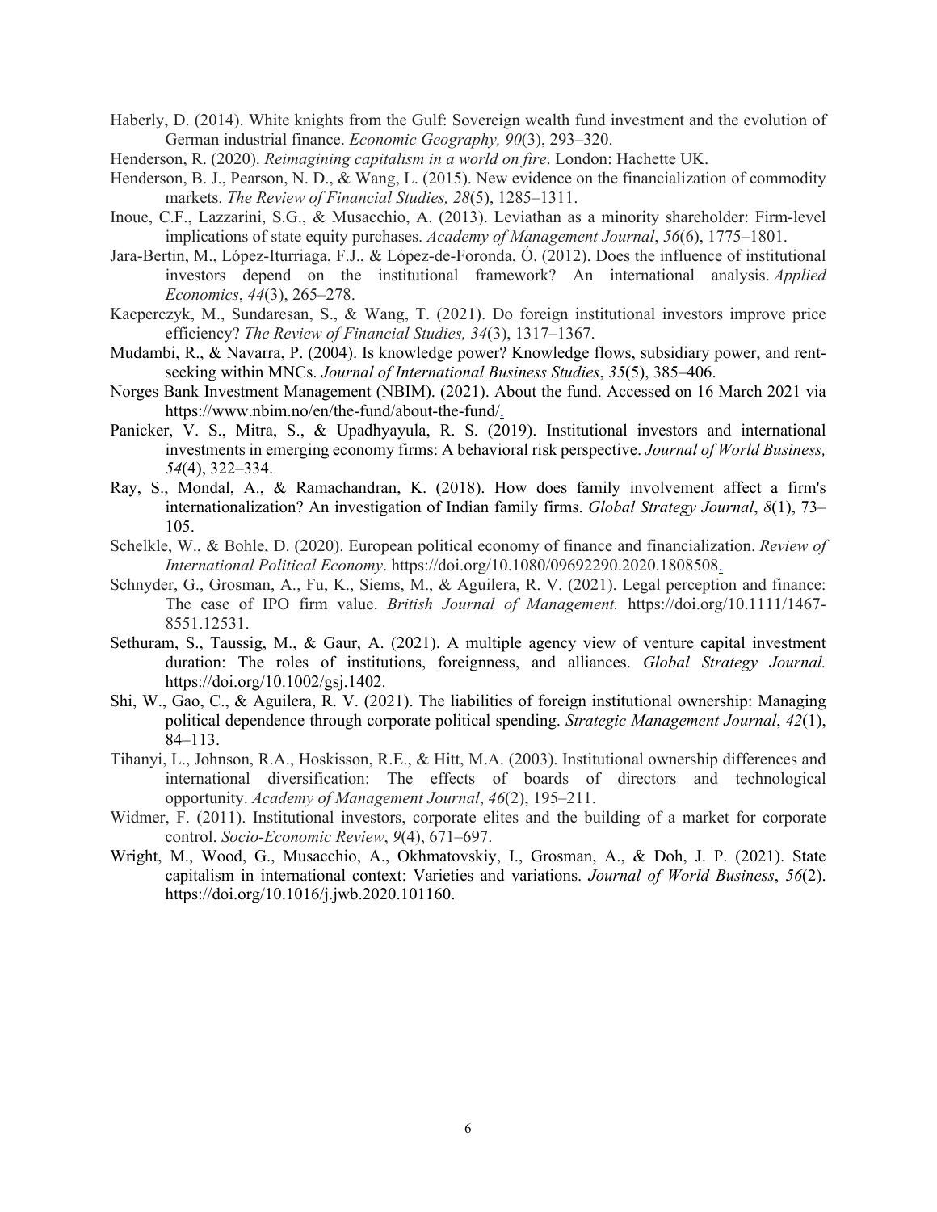Haberly, D. (2014). White knights from the Gulf: Sovereign wealth fund investment and the evolution of German industrial finance. *Economic Geography, 90*(3), 293–320.

Henderson, R. (2020). *Reimagining capitalism in a world on fire*. London: Hachette UK.

Henderson, B. J., Pearson, N. D., & Wang, L. (2015). New evidence on the financialization of commodity markets. *The Review of Financial Studies, 28*(5), 1285–1311.

Inoue, C.F., Lazzarini, S.G., & Musacchio, A. (2013). Leviathan as a minority shareholder: Firm-level implications of state equity purchases. *Academy of Management Journal*, *56*(6), 1775–1801.

Jara-Bertin, M., López-Iturriaga, F.J., & López-de-Foronda, Ó. (2012). Does the influence of institutional investors depend on the institutional framework? An international analysis. *Applied Economics*, *44*(3), 265–278.

Kacperczyk, M., Sundaresan, S., & Wang, T. (2021). Do foreign institutional investors improve price efficiency? *The Review of Financial Studies, 34*(3), 1317–1367.

Mudambi, R., & Navarra, P. (2004). Is knowledge power? Knowledge flows, subsidiary power, and rent-seeking within MNCs. *Journal of International Business Studies*, *35*(5), 385–406.

Norges Bank Investment Management (NBIM). (2021). About the fund. Accessed on 16 March 2021 via https://www.nbim.no/en/the-fund/about-the-fund/.

Panicker, V. S., Mitra, S., & Upadhyayula, R. S. (2019). Institutional investors and international investments in emerging economy firms: A behavioral risk perspective. *Journal of World Business, 54*(4), 322–334.

Ray, S., Mondal, A., & Ramachandran, K. (2018). How does family involvement affect a firm's internationalization? An investigation of Indian family firms. *Global Strategy Journal*, *8*(1), 73–105.

Schelkle, W., & Bohle, D. (2020). European political economy of finance and financialization. *Review of International Political Economy*. https://doi.org/10.1080/09692290.2020.1808508.

Schnyder, G., Grosman, A., Fu, K., Siems, M., & Aguilera, R. V. (2021). Legal perception and finance: The case of IPO firm value. *British Journal of Management.* https://doi.org/10.1111/1467-8551.12531.

Sethuram, S., Taussig, M., & Gaur, A. (2021). A multiple agency view of venture capital investment duration: The roles of institutions, foreignness, and alliances. *Global Strategy Journal.* https://doi.org/10.1002/gsj.1402.

Shi, W., Gao, C., & Aguilera, R. V. (2021). The liabilities of foreign institutional ownership: Managing political dependence through corporate political spending. *Strategic Management Journal*, *42*(1), 84–113.

Tihanyi, L., Johnson, R.A., Hoskisson, R.E., & Hitt, M.A. (2003). Institutional ownership differences and international diversification: The effects of boards of directors and technological opportunity. *Academy of Management Journal*, *46*(2), 195–211.

Widmer, F. (2011). Institutional investors, corporate elites and the building of a market for corporate control. *Socio-Economic Review*, *9*(4), 671–697.

Wright, M., Wood, G., Musacchio, A., Okhmatovskiy, I., Grosman, A., & Doh, J. P. (2021). State capitalism in international context: Varieties and variations. *Journal of World Business*, *56*(2). https://doi.org/10.1016/j.jwb.2020.101160.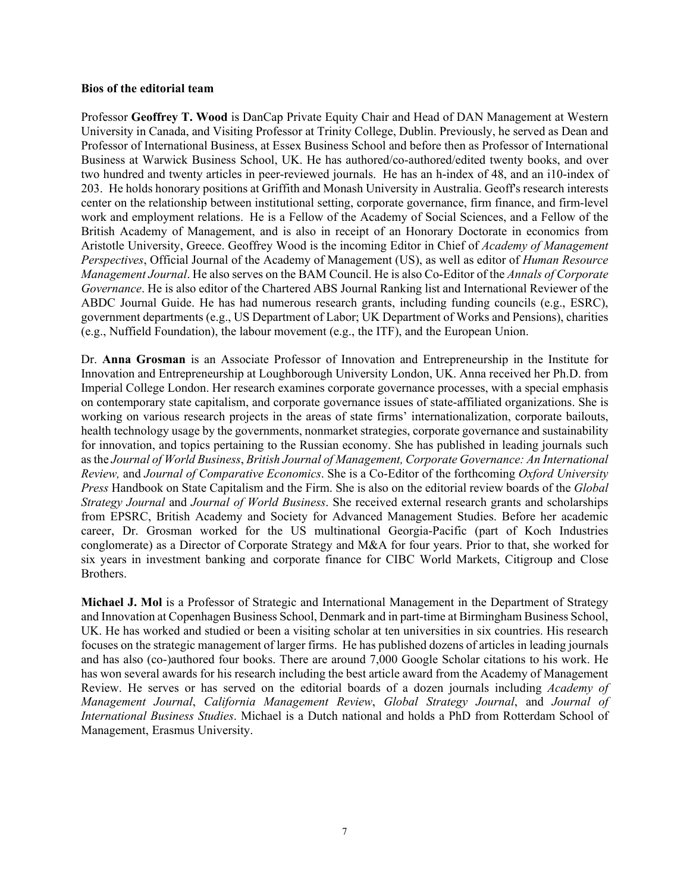**Bios of the editorial team**

Professor **Geoffrey T. Wood** is DanCap Private Equity Chair and Head of DAN Management at Western University in Canada, and Visiting Professor at Trinity College, Dublin. Previously, he served as Dean and Professor of International Business, at Essex Business School and before then as Professor of International Business at Warwick Business School, UK. He has authored/co-authored/edited twenty books, and over two hundred and twenty articles in peer-reviewed journals. He has an h-index of 48, and an i10-index of 203. He holds honorary positions at Griffith and Monash University in Australia. Geoff's research interests center on the relationship between institutional setting, corporate governance, firm finance, and firm-level work and employment relations. He is a Fellow of the Academy of Social Sciences, and a Fellow of the British Academy of Management, and is also in receipt of an Honorary Doctorate in economics from Aristotle University, Greece. Geoffrey Wood is the incoming Editor in Chief of *Academy of Management Perspectives*, Official Journal of the Academy of Management (US), as well as editor of *Human Resource Management Journal*. He also serves on the BAM Council. He is also Co-Editor of the *Annals of Corporate Governance*. He is also editor of the Chartered ABS Journal Ranking list and International Reviewer of the ABDC Journal Guide. He has had numerous research grants, including funding councils (e.g., ESRC), government departments (e.g., US Department of Labor; UK Department of Works and Pensions), charities (e.g., Nuffield Foundation), the labour movement (e.g., the ITF), and the European Union.

Dr. **Anna Grosman** is an Associate Professor of Innovation and Entrepreneurship in the Institute for Innovation and Entrepreneurship at Loughborough University London, UK. Anna received her Ph.D. from Imperial College London. Her research examines corporate governance processes, with a special emphasis on contemporary state capitalism, and corporate governance issues of state-affiliated organizations. She is working on various research projects in the areas of state firms' internationalization, corporate bailouts, health technology usage by the governments, nonmarket strategies, corporate governance and sustainability for innovation, and topics pertaining to the Russian economy. She has published in leading journals such as the *Journal of World Business*, *British Journal of Management, Corporate Governance: An International Review,* and *Journal of Comparative Economics*. She is a Co-Editor of the forthcoming *Oxford University Press* Handbook on State Capitalism and the Firm. She is also on the editorial review boards of the *Global Strategy Journal* and *Journal of World Business*. She received external research grants and scholarships from EPSRC, British Academy and Society for Advanced Management Studies. Before her academic career, Dr. Grosman worked for the US multinational Georgia-Pacific (part of Koch Industries conglomerate) as a Director of Corporate Strategy and M&A for four years. Prior to that, she worked for six years in investment banking and corporate finance for CIBC World Markets, Citigroup and Close Brothers.

**Michael J. Mol** is a Professor of Strategic and International Management in the Department of Strategy and Innovation at Copenhagen Business School, Denmark and in part-time at Birmingham Business School, UK. He has worked and studied or been a visiting scholar at ten universities in six countries. His research focuses on the strategic management of larger firms. He has published dozens of articles in leading journals and has also (co-)authored four books. There are around 7,000 Google Scholar citations to his work. He has won several awards for his research including the best article award from the Academy of Management Review. He serves or has served on the editorial boards of a dozen journals including *Academy of Management Journal*, *California Management Review*, *Global Strategy Journal*, and *Journal of International Business Studies*. Michael is a Dutch national and holds a PhD from Rotterdam School of Management, Erasmus University.